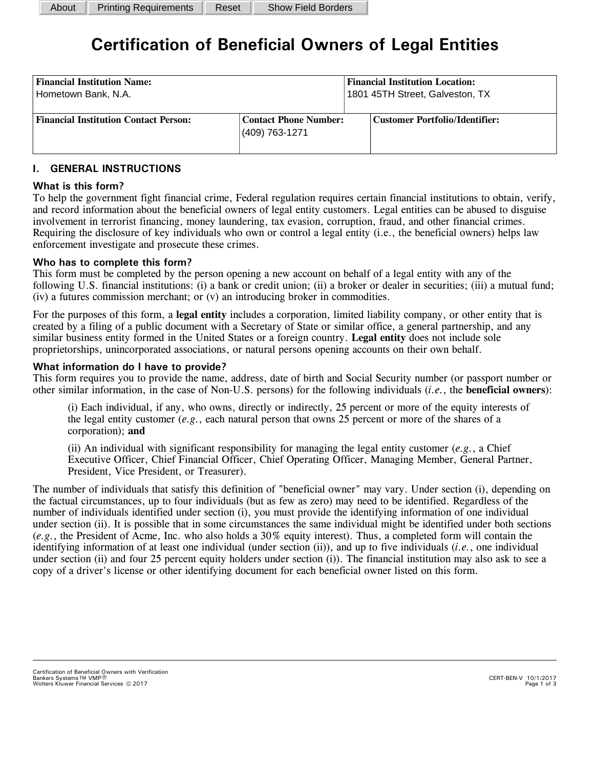# Certification of Beneficial Owners of Legal Entities

| | | |
|---|---|---|
| **Financial Institution Name:**<br>Hometown Bank, N.A. | | **Financial Institution Location:**<br>1801 45TH Street, Galveston, TX |
| **Financial Institution Contact Person:** | **Contact Phone Number:**<br>(409) 763-1271 | **Customer Portfolio/Identifier:** |

## I. GENERAL INSTRUCTIONS

### What is this form?

To help the government fight financial crime, Federal regulation requires certain financial institutions to obtain, verify, and record information about the beneficial owners of legal entity customers. Legal entities can be abused to disguise involvement in terrorist financing, money laundering, tax evasion, corruption, fraud, and other financial crimes. Requiring the disclosure of key individuals who own or control a legal entity (i.e., the beneficial owners) helps law enforcement investigate and prosecute these crimes.

### Who has to complete this form?

This form must be completed by the person opening a new account on behalf of a legal entity with any of the following U.S. financial institutions: (i) a bank or credit union; (ii) a broker or dealer in securities; (iii) a mutual fund; (iv) a futures commission merchant; or (v) an introducing broker in commodities.

For the purposes of this form, a **legal entity** includes a corporation, limited liability company, or other entity that is created by a filing of a public document with a Secretary of State or similar office, a general partnership, and any similar business entity formed in the United States or a foreign country. **Legal entity** does not include sole proprietorships, unincorporated associations, or natural persons opening accounts on their own behalf.

### What information do I have to provide?

This form requires you to provide the name, address, date of birth and Social Security number (or passport number or other similar information, in the case of Non-U.S. persons) for the following individuals (*i.e.*, the **beneficial owners**):

(i) Each individual, if any, who owns, directly or indirectly, 25 percent or more of the equity interests of the legal entity customer (*e.g.*, each natural person that owns 25 percent or more of the shares of a corporation); **and**

(ii) An individual with significant responsibility for managing the legal entity customer (*e.g.*, a Chief Executive Officer, Chief Financial Officer, Chief Operating Officer, Managing Member, General Partner, President, Vice President, or Treasurer).

The number of individuals that satisfy this definition of "beneficial owner" may vary. Under section (i), depending on the factual circumstances, up to four individuals (but as few as zero) may need to be identified. Regardless of the number of individuals identified under section (i), you must provide the identifying information of one individual under section (ii). It is possible that in some circumstances the same individual might be identified under both sections (*e.g.*, the President of Acme, Inc. who also holds a 30% equity interest). Thus, a completed form will contain the identifying information of at least one individual (under section (ii)), and up to five individuals (*i.e.*, one individual under section (ii) and four 25 percent equity holders under section (i)). The financial institution may also ask to see a copy of a driver's license or other identifying document for each beneficial owner listed on this form.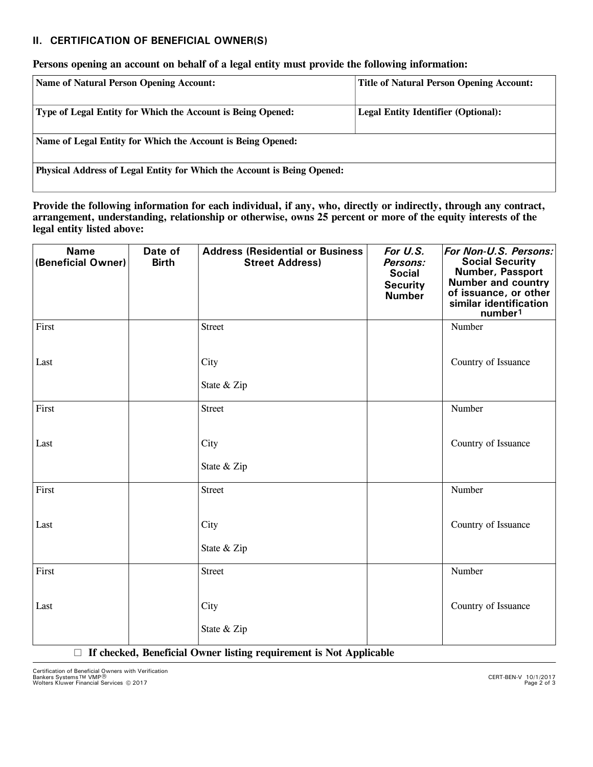## II. CERTIFICATION OF BENEFICIAL OWNER(S)

**Persons opening an account on behalf of a legal entity must provide the following information:**

| **Name of Natural Person Opening Account:** | **Title of Natural Person Opening Account:** |
|---|---|
| **Type of Legal Entity for Which the Account is Being Opened:** | **Legal Entity Identifier (Optional):** |
| **Name of Legal Entity for Which the Account is Being Opened:** | |
| **Physical Address of Legal Entity for Which the Account is Being Opened:** | |

**Provide the following information for each individual, if any, who, directly or indirectly, through any contract, arrangement, understanding, relationship or otherwise, owns 25 percent or more of the equity interests of the legal entity listed above:**

| Name (Beneficial Owner) | Date of Birth | Address (Residential or Business Street Address) | *For U.S. Persons:* Social Security Number | *For Non-U.S. Persons:* Social Security Number, Passport Number and country of issuance, or other similar identification number[1] |
|---|---|---|---|---|
| First<br><br>Last | | Street<br><br>City<br><br>State & Zip | | Number<br><br>Country of Issuance |
| First<br><br>Last | | Street<br><br>City<br><br>State & Zip | | Number<br><br>Country of Issuance |
| First<br><br>Last | | Street<br><br>City<br><br>State & Zip | | Number<br><br>Country of Issuance |
| First<br><br>Last | | Street<br><br>City<br><br>State & Zip | | Number<br><br>Country of Issuance |

☐ **If checked, Beneficial Owner listing requirement is Not Applicable**

Certification of Beneficial Owners with Verification
Bankers Systems™ VMP®
Wolters Kluwer Financial Services © 2017

CERT-BEN-V 10/1/2017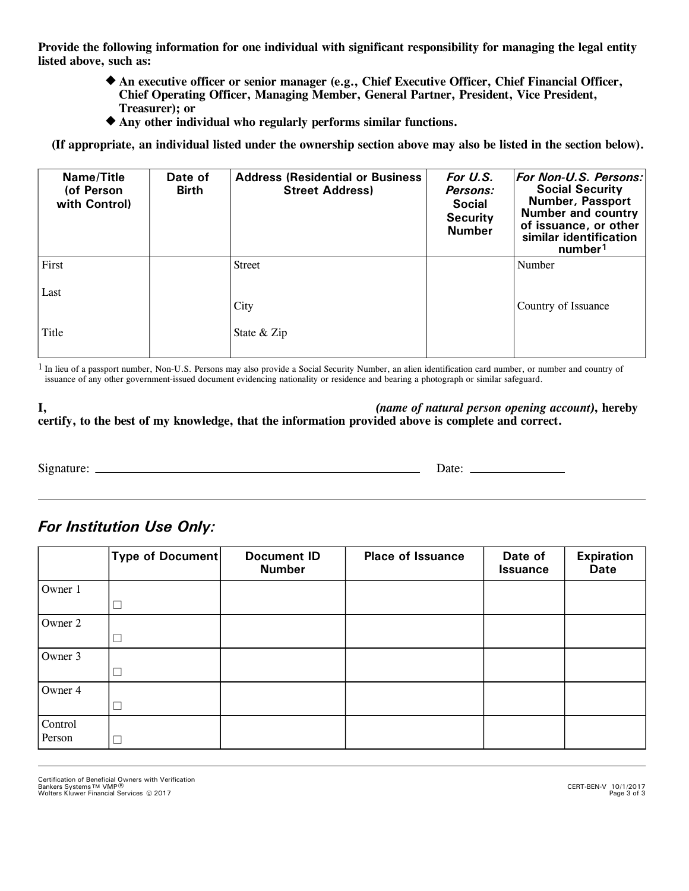**Provide the following information for one individual with significant responsibility for managing the legal entity listed above, such as:**

- **An executive officer or senior manager (e.g., Chief Executive Officer, Chief Financial Officer, Chief Operating Officer, Managing Member, General Partner, President, Vice President, Treasurer); or**
- **Any other individual who regularly performs similar functions.**

**(If appropriate, an individual listed under the ownership section above may also be listed in the section below).**

| Name/Title (of Person with Control) | Date of Birth | Address (Residential or Business Street Address) | *For U.S. Persons:* Social Security Number | *For Non-U.S. Persons:* Social Security Number, Passport Number and country of issuance, or other similar identification number[1] |
|---|---|---|---|---|
| First<br><br>Last<br><br>Title | | Street<br><br>City<br><br>State & Zip | | Number<br><br>Country of Issuance |

[1] In lieu of a passport number, Non-U.S. Persons may also provide a Social Security Number, an alien identification card number, or number and country of issuance of any other government-issued document evidencing nationality or residence and bearing a photograph or similar safeguard.

**I, _______________________________ *(name of natural person opening account)*, hereby certify, to the best of my knowledge, that the information provided above is complete and correct.**

Signature: ______________________________ Date: ______________

## *For Institution Use Only:*

| | Type of Document | Document ID Number | Place of Issuance | Date of Issuance | Expiration Date |
|---|---|---|---|---|---|
| Owner 1 | ☐ | | | | |
| Owner 2 | ☐ | | | | |
| Owner 3 | ☐ | | | | |
| Owner 4 | ☐ | | | | |
| Control Person | ☐ | | | | |

Certification of Beneficial Owners with Verification
Bankers Systems™ VMP®
Wolters Kluwer Financial Services © 2017

CERT-BEN-V 10/1/2017